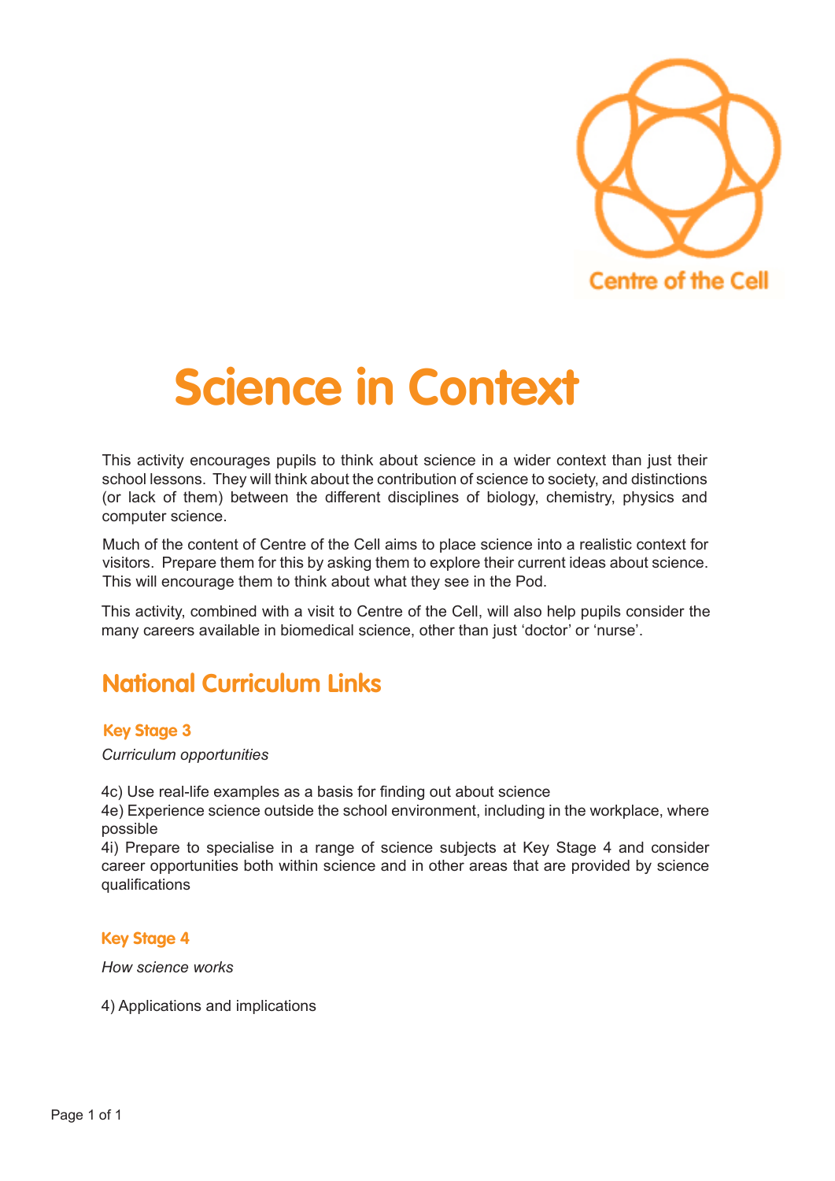Centre of the Cell

# Science in Context

This activity encourages pupils to think about science in a wider context than just their school lessons. They will think about the contribution of science to society, and distinctions (or lack of them) between the different disciplines of biology, chemistry, physics and computer science.

Much of the content of Centre of the Cell aims to place science into a realistic context for visitors. Prepare them for this by asking them to explore their current ideas about science. This will encourage them to think about what they see in the Pod.

This activity, combined with a visit to Centre of the Cell, will also help pupils consider the many careers available in biomedical science, other than just 'doctor' or 'nurse'.

## National Curriculum Links

### Key Stage 3

*Curriculum opportunities*

4c) Use real-life examples as a basis for finding out about science
4e) Experience science outside the school environment, including in the workplace, where possible
4i) Prepare to specialise in a range of science subjects at Key Stage 4 and consider career opportunities both within science and in other areas that are provided by science qualifications

### Key Stage 4

*How science works*

4) Applications and implications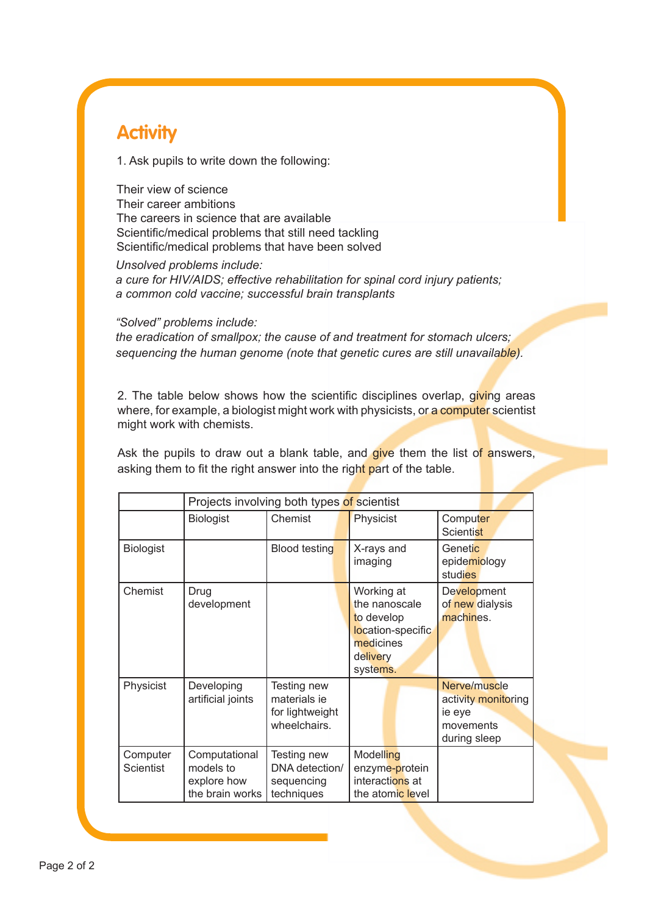## Activity

1. Ask pupils to write down the following:

Their view of science
Their career ambitions
The careers in science that are available
Scientific/medical problems that still need tackling
Scientific/medical problems that have been solved

*Unsolved problems include:*
*a cure for HIV/AIDS; effective rehabilitation for spinal cord injury patients; a common cold vaccine; successful brain transplants*

*"Solved" problems include:*
*the eradication of smallpox; the cause of and treatment for stomach ulcers; sequencing the human genome (note that genetic cures are still unavailable).*

2. The table below shows how the scientific disciplines overlap, giving areas where, for example, a biologist might work with physicists, or a computer scientist might work with chemists.

Ask the pupils to draw out a blank table, and give them the list of answers, asking them to fit the right answer into the right part of the table.

| | Projects involving both types of scientist | | | |
|---|---|---|---|---|
| | Biologist | Chemist | Physicist | Computer Scientist |
| Biologist | | Blood testing | X-rays and imaging | Genetic epidemiology studies |
| Chemist | Drug development | | Working at the nanoscale to develop location-specific medicines delivery systems. | Development of new dialysis machines. |
| Physicist | Developing artificial joints | Testing new materials ie for lightweight wheelchairs. | | Nerve/muscle activity monitoring ie eye movements during sleep |
| Computer Scientist | Computational models to explore how the brain works | Testing new DNA detection/ sequencing techniques | Modelling enzyme-protein interactions at the atomic level | |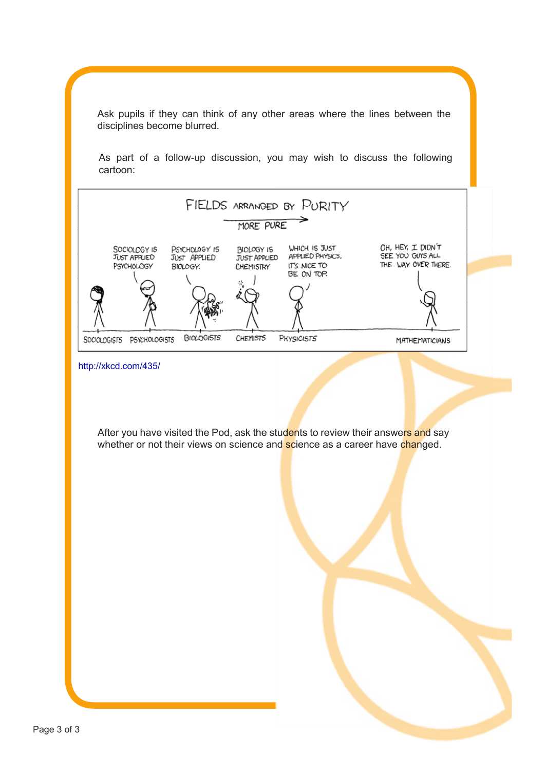Ask pupils if they can think of any other areas where the lines between the disciplines become blurred.

As part of a follow-up discussion, you may wish to discuss the following cartoon:

http://xkcd.com/435/

After you have visited the Pod, ask the students to review their answers and say whether or not their views on science and science as a career have changed.